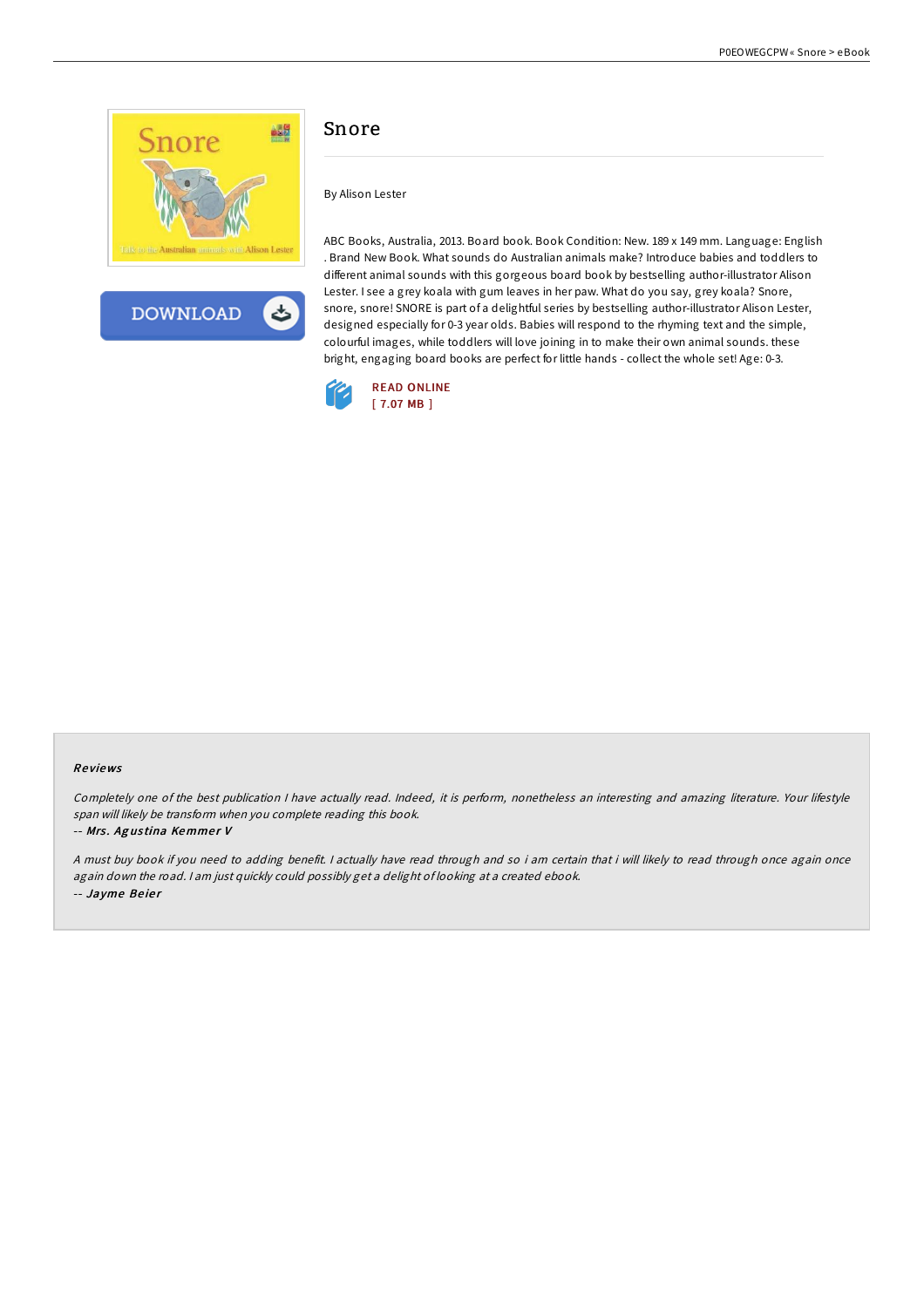# Snore

By Alison Lester

ABC Books, Australia, 2013. Board book. Book Condition: New. 189 x 149 mm. Language: English . Brand New Book. What sounds do Australian animals make? Introduce babies and toddlers to different animal sounds with this gorgeous board book by bestselling author-illustrator Alison Lester. I see a grey koala with gum leaves in her paw. What do you say, grey koala? Snore, snore, snore! SNORE is part of a delightful series by bestselling author-illustrator Alison Lester, designed especially for 0-3 year olds. Babies will respond to the rhyming text and the simple, colourful images, while toddlers will love joining in to make their own animal sounds. these bright, engaging board books are perfect for little hands - collect the whole set! Age: 0-3.

READ ONLINE
[ 7.07 MB ]

## Reviews

*Completely one of the best publication I have actually read. Indeed, it is perform, nonetheless an interesting and amazing literature. Your lifestyle span will likely be transform when you complete reading this book.*

-- *Mrs. Agustina Kemmer V*

*A must buy book if you need to adding benefit. I actually have read through and so i am certain that i will likely to read through once again once again down the road. I am just quickly could possibly get a delight of looking at a created ebook.*

-- *Jayme Beier*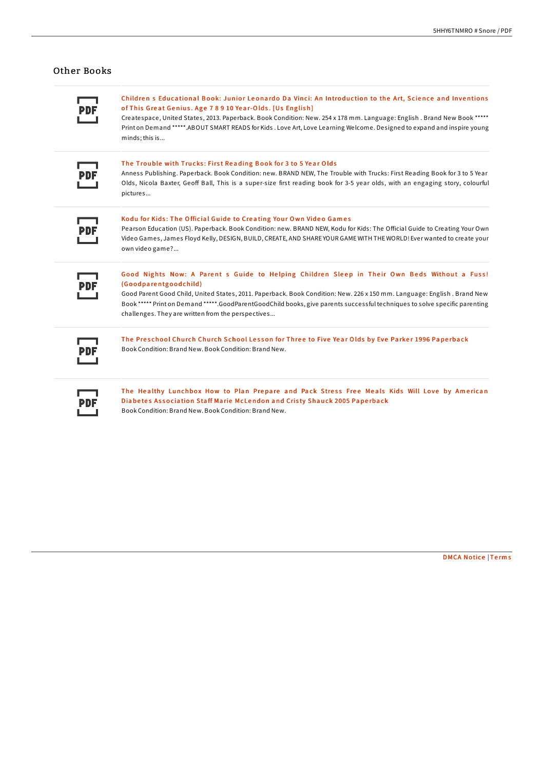## Other Books

**Children s Educational Book: Junior Leonardo Da Vinci: An Introduction to the Art, Science and Inventions of This Great Genius. Age 7 8 9 10 Year-Olds. [Us English]**

Createspace, United States, 2013. Paperback. Book Condition: New. 254 x 178 mm. Language: English . Brand New Book ***** Print on Demand *****.ABOUT SMART READS for Kids . Love Art, Love Learning Welcome. Designed to expand and inspire young minds; this is...

**The Trouble with Trucks: First Reading Book for 3 to 5 Year Olds**

Anness Publishing. Paperback. Book Condition: new. BRAND NEW, The Trouble with Trucks: First Reading Book for 3 to 5 Year Olds, Nicola Baxter, Geoff Ball, This is a super-size first reading book for 3-5 year olds, with an engaging story, colourful pictures...

**Kodu for Kids: The Official Guide to Creating Your Own Video Games**

Pearson Education (US). Paperback. Book Condition: new. BRAND NEW, Kodu for Kids: The Official Guide to Creating Your Own Video Games, James Floyd Kelly, DESIGN, BUILD, CREATE, AND SHARE YOUR GAME WITH THE WORLD! Ever wanted to create your own video game?...

**Good Nights Now: A Parent s Guide to Helping Children Sleep in Their Own Beds Without a Fuss! (Goodparentgoodchild)**

Good Parent Good Child, United States, 2011. Paperback. Book Condition: New. 226 x 150 mm. Language: English . Brand New Book ***** Print on Demand *****.GoodParentGoodChild books, give parents successful techniques to solve specific parenting challenges. They are written from the perspectives...

**The Preschool Church Church School Lesson for Three to Five Year Olds by Eve Parker 1996 Paperback**

Book Condition: Brand New. Book Condition: Brand New.

**The Healthy Lunchbox How to Plan Prepare and Pack Stress Free Meals Kids Will Love by American Diabetes Association Staff Marie McLendon and Cristy Shauck 2005 Paperback**

Book Condition: Brand New. Book Condition: Brand New.